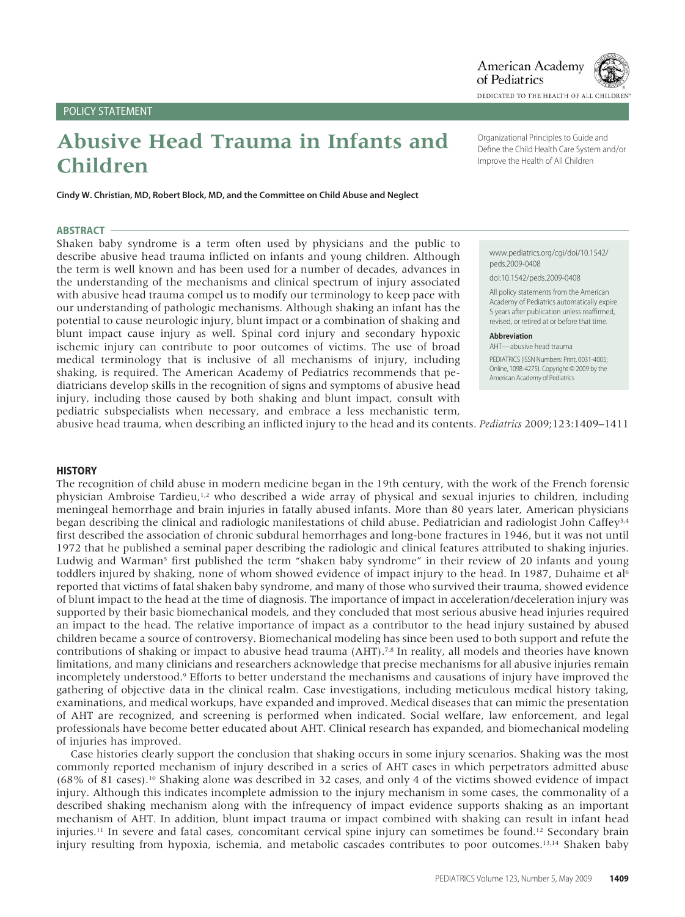American Academy of Pediatrics

DEDICATED TO THE HEALTH OF ALL CHILDREN®

POLICY STATEMENT

# Abusive Head Trauma in Infants and Children

Organizational Principles to Guide and Define the Child Health Care System and/or Improve the Health of All Children

**Cindy W. Christian, MD, Robert Block, MD, and the Committee on Child Abuse and Neglect**

## ABSTRACT

Shaken baby syndrome is a term often used by physicians and the public to describe abusive head trauma inflicted on infants and young children. Although the term is well known and has been used for a number of decades, advances in the understanding of the mechanisms and clinical spectrum of injury associated with abusive head trauma compel us to modify our terminology to keep pace with our understanding of pathologic mechanisms. Although shaking an infant has the potential to cause neurologic injury, blunt impact or a combination of shaking and blunt impact cause injury as well. Spinal cord injury and secondary hypoxic ischemic injury can contribute to poor outcomes of victims. The use of broad medical terminology that is inclusive of all mechanisms of injury, including shaking, is required. The American Academy of Pediatrics recommends that pediatricians develop skills in the recognition of signs and symptoms of abusive head injury, including those caused by both shaking and blunt impact, consult with pediatric subspecialists when necessary, and embrace a less mechanistic term, abusive head trauma, when describing an inflicted injury to the head and its contents. *Pediatrics* 2009;123:1409–1411

www.pediatrics.org/cgi/doi/10.1542/peds.2009-0408

doi:10.1542/peds.2009-0408

All policy statements from the American Academy of Pediatrics automatically expire 5 years after publication unless reaffirmed, revised, or retired at or before that time.

**Abbreviation**

AHT—abusive head trauma

PEDIATRICS (ISSN Numbers: Print, 0031-4005; Online, 1098-4275). Copyright © 2009 by the American Academy of Pediatrics

## HISTORY

The recognition of child abuse in modern medicine began in the 19th century, with the work of the French forensic physician Ambroise Tardieu,[1,2] who described a wide array of physical and sexual injuries to children, including meningeal hemorrhage and brain injuries in fatally abused infants. More than 80 years later, American physicians began describing the clinical and radiologic manifestations of child abuse. Pediatrician and radiologist John Caffey[3,4] first described the association of chronic subdural hemorrhages and long-bone fractures in 1946, but it was not until 1972 that he published a seminal paper describing the radiologic and clinical features attributed to shaking injuries. Ludwig and Warman[5] first published the term "shaken baby syndrome" in their review of 20 infants and young toddlers injured by shaking, none of whom showed evidence of impact injury to the head. In 1987, Duhaime et al[6] reported that victims of fatal shaken baby syndrome, and many of those who survived their trauma, showed evidence of blunt impact to the head at the time of diagnosis. The importance of impact in acceleration/deceleration injury was supported by their basic biomechanical models, and they concluded that most serious abusive head injuries required an impact to the head. The relative importance of impact as a contributor to the head injury sustained by abused children became a source of controversy. Biomechanical modeling has since been used to both support and refute the contributions of shaking or impact to abusive head trauma (AHT).[7,8] In reality, all models and theories have known limitations, and many clinicians and researchers acknowledge that precise mechanisms for all abusive injuries remain incompletely understood.[9] Efforts to better understand the mechanisms and causations of injury have improved the gathering of objective data in the clinical realm. Case investigations, including meticulous medical history taking, examinations, and medical workups, have expanded and improved. Medical diseases that can mimic the presentation of AHT are recognized, and screening is performed when indicated. Social welfare, law enforcement, and legal professionals have become better educated about AHT. Clinical research has expanded, and biomechanical modeling of injuries has improved.

Case histories clearly support the conclusion that shaking occurs in some injury scenarios. Shaking was the most commonly reported mechanism of injury described in a series of AHT cases in which perpetrators admitted abuse (68% of 81 cases).[10] Shaking alone was described in 32 cases, and only 4 of the victims showed evidence of impact injury. Although this indicates incomplete admission to the injury mechanism in some cases, the commonality of a described shaking mechanism along with the infrequency of impact evidence supports shaking as an important mechanism of AHT. In addition, blunt impact trauma or impact combined with shaking can result in infant head injuries.[11] In severe and fatal cases, concomitant cervical spine injury can sometimes be found.[12] Secondary brain injury resulting from hypoxia, ischemia, and metabolic cascades contributes to poor outcomes.[13,14] Shaken baby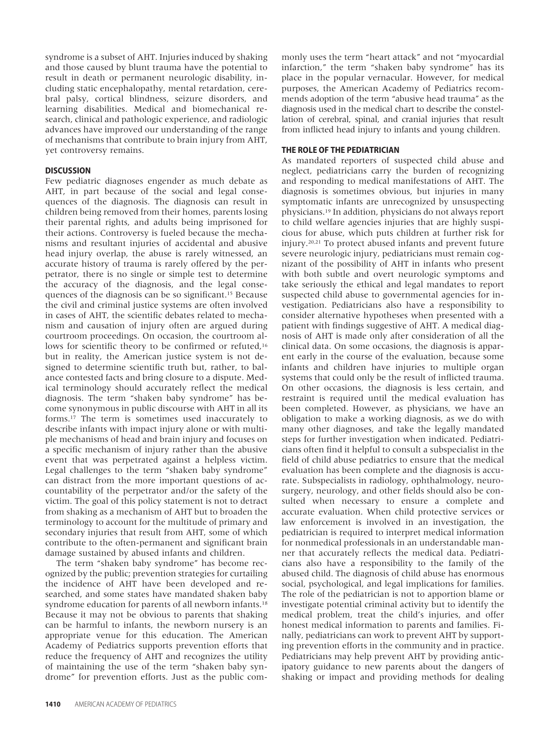syndrome is a subset of AHT. Injuries induced by shaking and those caused by blunt trauma have the potential to result in death or permanent neurologic disability, including static encephalopathy, mental retardation, cerebral palsy, cortical blindness, seizure disorders, and learning disabilities. Medical and biomechanical research, clinical and pathologic experience, and radiologic advances have improved our understanding of the range of mechanisms that contribute to brain injury from AHT, yet controversy remains.

## DISCUSSION

Few pediatric diagnoses engender as much debate as AHT, in part because of the social and legal consequences of the diagnosis. The diagnosis can result in children being removed from their homes, parents losing their parental rights, and adults being imprisoned for their actions. Controversy is fueled because the mechanisms and resultant injuries of accidental and abusive head injury overlap, the abuse is rarely witnessed, an accurate history of trauma is rarely offered by the perpetrator, there is no single or simple test to determine the accuracy of the diagnosis, and the legal consequences of the diagnosis can be so significant.[15] Because the civil and criminal justice systems are often involved in cases of AHT, the scientific debates related to mechanism and causation of injury often are argued during courtroom proceedings. On occasion, the courtroom allows for scientific theory to be confirmed or refuted,[16] but in reality, the American justice system is not designed to determine scientific truth but, rather, to balance contested facts and bring closure to a dispute. Medical terminology should accurately reflect the medical diagnosis. The term "shaken baby syndrome" has become synonymous in public discourse with AHT in all its forms.[17] The term is sometimes used inaccurately to describe infants with impact injury alone or with multiple mechanisms of head and brain injury and focuses on a specific mechanism of injury rather than the abusive event that was perpetrated against a helpless victim. Legal challenges to the term "shaken baby syndrome" can distract from the more important questions of accountability of the perpetrator and/or the safety of the victim. The goal of this policy statement is not to detract from shaking as a mechanism of AHT but to broaden the terminology to account for the multitude of primary and secondary injuries that result from AHT, some of which contribute to the often-permanent and significant brain damage sustained by abused infants and children.

The term "shaken baby syndrome" has become recognized by the public; prevention strategies for curtailing the incidence of AHT have been developed and researched, and some states have mandated shaken baby syndrome education for parents of all newborn infants.[18] Because it may not be obvious to parents that shaking can be harmful to infants, the newborn nursery is an appropriate venue for this education. The American Academy of Pediatrics supports prevention efforts that reduce the frequency of AHT and recognizes the utility of maintaining the use of the term "shaken baby syndrome" for prevention efforts. Just as the public commonly uses the term "heart attack" and not "myocardial infarction," the term "shaken baby syndrome" has its place in the popular vernacular. However, for medical purposes, the American Academy of Pediatrics recommends adoption of the term "abusive head trauma" as the diagnosis used in the medical chart to describe the constellation of cerebral, spinal, and cranial injuries that result from inflicted head injury to infants and young children.

## THE ROLE OF THE PEDIATRICIAN

As mandated reporters of suspected child abuse and neglect, pediatricians carry the burden of recognizing and responding to medical manifestations of AHT. The diagnosis is sometimes obvious, but injuries in many symptomatic infants are unrecognized by unsuspecting physicians.[19] In addition, physicians do not always report to child welfare agencies injuries that are highly suspicious for abuse, which puts children at further risk for injury.[20,21] To protect abused infants and prevent future severe neurologic injury, pediatricians must remain cognizant of the possibility of AHT in infants who present with both subtle and overt neurologic symptoms and take seriously the ethical and legal mandates to report suspected child abuse to governmental agencies for investigation. Pediatricians also have a responsibility to consider alternative hypotheses when presented with a patient with findings suggestive of AHT. A medical diagnosis of AHT is made only after consideration of all the clinical data. On some occasions, the diagnosis is apparent early in the course of the evaluation, because some infants and children have injuries to multiple organ systems that could only be the result of inflicted trauma. On other occasions, the diagnosis is less certain, and restraint is required until the medical evaluation has been completed. However, as physicians, we have an obligation to make a working diagnosis, as we do with many other diagnoses, and take the legally mandated steps for further investigation when indicated. Pediatricians often find it helpful to consult a subspecialist in the field of child abuse pediatrics to ensure that the medical evaluation has been complete and the diagnosis is accurate. Subspecialists in radiology, ophthalmology, neurosurgery, neurology, and other fields should also be consulted when necessary to ensure a complete and accurate evaluation. When child protective services or law enforcement is involved in an investigation, the pediatrician is required to interpret medical information for nonmedical professionals in an understandable manner that accurately reflects the medical data. Pediatricians also have a responsibility to the family of the abused child. The diagnosis of child abuse has enormous social, psychological, and legal implications for families. The role of the pediatrician is not to apportion blame or investigate potential criminal activity but to identify the medical problem, treat the child's injuries, and offer honest medical information to parents and families. Finally, pediatricians can work to prevent AHT by supporting prevention efforts in the community and in practice. Pediatricians may help prevent AHT by providing anticipatory guidance to new parents about the dangers of shaking or impact and providing methods for dealing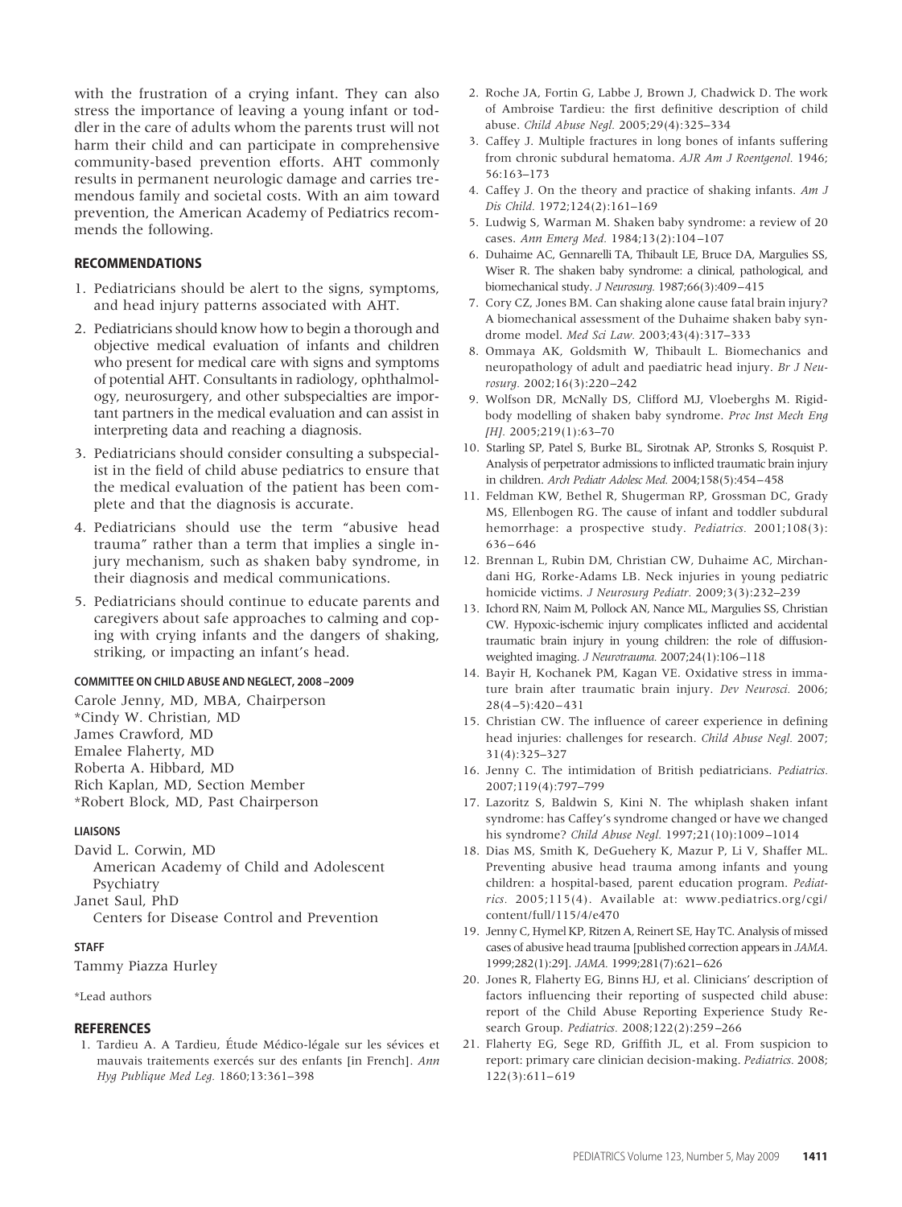with the frustration of a crying infant. They can also stress the importance of leaving a young infant or toddler in the care of adults whom the parents trust will not harm their child and can participate in comprehensive community-based prevention efforts. AHT commonly results in permanent neurologic damage and carries tremendous family and societal costs. With an aim toward prevention, the American Academy of Pediatrics recommends the following.

## RECOMMENDATIONS

1. Pediatricians should be alert to the signs, symptoms, and head injury patterns associated with AHT.
2. Pediatricians should know how to begin a thorough and objective medical evaluation of infants and children who present for medical care with signs and symptoms of potential AHT. Consultants in radiology, ophthalmology, neurosurgery, and other subspecialties are important partners in the medical evaluation and can assist in interpreting data and reaching a diagnosis.
3. Pediatricians should consider consulting a subspecialist in the field of child abuse pediatrics to ensure that the medical evaluation of the patient has been complete and that the diagnosis is accurate.
4. Pediatricians should use the term "abusive head trauma" rather than a term that implies a single injury mechanism, such as shaken baby syndrome, in their diagnosis and medical communications.
5. Pediatricians should continue to educate parents and caregivers about safe approaches to calming and coping with crying infants and the dangers of shaking, striking, or impacting an infant's head.

### COMMITTEE ON CHILD ABUSE AND NEGLECT, 2008–2009

Carole Jenny, MD, MBA, Chairperson
*Cindy W. Christian, MD
James Crawford, MD
Emalee Flaherty, MD
Roberta A. Hibbard, MD
Rich Kaplan, MD, Section Member
*Robert Block, MD, Past Chairperson

### LIAISONS

David L. Corwin, MD
American Academy of Child and Adolescent Psychiatry
Janet Saul, PhD
Centers for Disease Control and Prevention

### STAFF

Tammy Piazza Hurley

*Lead authors

## REFERENCES

1. Tardieu A. A Tardieu, Étude Médico-légale sur les sévices et mauvais traitements exercés sur des enfants [in French]. *Ann Hyg Publique Med Leg.* 1860;13:361–398
2. Roche JA, Fortin G, Labbe J, Brown J, Chadwick D. The work of Ambroise Tardieu: the first definitive description of child abuse. *Child Abuse Negl.* 2005;29(4):325–334
3. Caffey J. Multiple fractures in long bones of infants suffering from chronic subdural hematoma. *AJR Am J Roentgenol.* 1946; 56:163–173
4. Caffey J. On the theory and practice of shaking infants. *Am J Dis Child.* 1972;124(2):161–169
5. Ludwig S, Warman M. Shaken baby syndrome: a review of 20 cases. *Ann Emerg Med.* 1984;13(2):104–107
6. Duhaime AC, Gennarelli TA, Thibault LE, Bruce DA, Margulies SS, Wiser R. The shaken baby syndrome: a clinical, pathological, and biomechanical study. *J Neurosurg.* 1987;66(3):409–415
7. Cory CZ, Jones BM. Can shaking alone cause fatal brain injury? A biomechanical assessment of the Duhaime shaken baby syndrome model. *Med Sci Law.* 2003;43(4):317–333
8. Ommaya AK, Goldsmith W, Thibault L. Biomechanics and neuropathology of adult and paediatric head injury. *Br J Neurosurg.* 2002;16(3):220–242
9. Wolfson DR, McNally DS, Clifford MJ, Vloeberghs M. Rigid-body modelling of shaken baby syndrome. *Proc Inst Mech Eng [H].* 2005;219(1):63–70
10. Starling SP, Patel S, Burke BL, Sirotnak AP, Stronks S, Rosquist P. Analysis of perpetrator admissions to inflicted traumatic brain injury in children. *Arch Pediatr Adolesc Med.* 2004;158(5):454–458
11. Feldman KW, Bethel R, Shugerman RP, Grossman DC, Grady MS, Ellenbogen RG. The cause of infant and toddler subdural hemorrhage: a prospective study. *Pediatrics.* 2001;108(3): 636–646
12. Brennan L, Rubin DM, Christian CW, Duhaime AC, Mirchandani HG, Rorke-Adams LB. Neck injuries in young pediatric homicide victims. *J Neurosurg Pediatr.* 2009;3(3):232–239
13. Ichord RN, Naim M, Pollock AN, Nance ML, Margulies SS, Christian CW. Hypoxic-ischemic injury complicates inflicted and accidental traumatic brain injury in young children: the role of diffusion-weighted imaging. *J Neurotrauma.* 2007;24(1):106–118
14. Bayir H, Kochanek PM, Kagan VE. Oxidative stress in immature brain after traumatic brain injury. *Dev Neurosci.* 2006; 28(4–5):420–431
15. Christian CW. The influence of career experience in defining head injuries: challenges for research. *Child Abuse Negl.* 2007; 31(4):325–327
16. Jenny C. The intimidation of British pediatricians. *Pediatrics.* 2007;119(4):797–799
17. Lazoritz S, Baldwin S, Kini N. The whiplash shaken infant syndrome: has Caffey's syndrome changed or have we changed his syndrome? *Child Abuse Negl.* 1997;21(10):1009–1014
18. Dias MS, Smith K, DeGuehery K, Mazur P, Li V, Shaffer ML. Preventing abusive head trauma among infants and young children: a hospital-based, parent education program. *Pediatrics.* 2005;115(4). Available at: www.pediatrics.org/cgi/content/full/115/4/e470
19. Jenny C, Hymel KP, Ritzen A, Reinert SE, Hay TC. Analysis of missed cases of abusive head trauma [published correction appears in *JAMA*. 1999;282(1):29]. *JAMA.* 1999;281(7):621–626
20. Jones R, Flaherty EG, Binns HJ, et al. Clinicians' description of factors influencing their reporting of suspected child abuse: report of the Child Abuse Reporting Experience Study Research Group. *Pediatrics.* 2008;122(2):259–266
21. Flaherty EG, Sege RD, Griffith JL, et al. From suspicion to report: primary care clinician decision-making. *Pediatrics.* 2008; 122(3):611–619